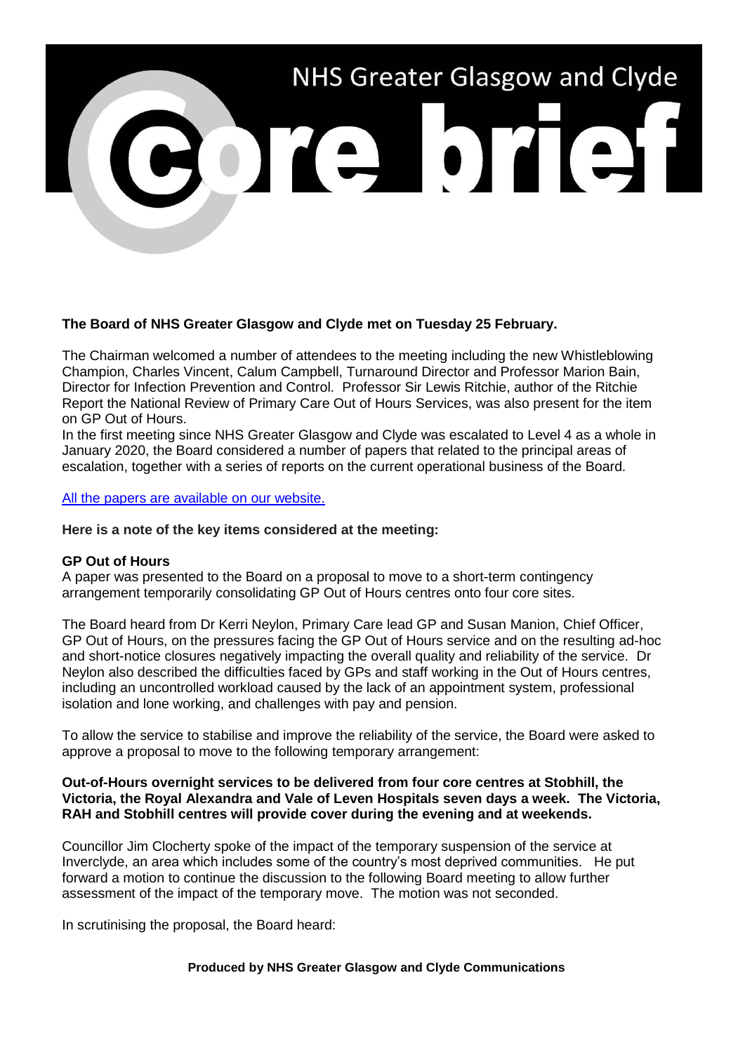# NHS Greater Glasgow and Clyde

# core brief

**The Board of NHS Greater Glasgow and Clyde met on Tuesday 25 February.**

The Chairman welcomed a number of attendees to the meeting including the new Whistleblowing Champion, Charles Vincent, Calum Campbell, Turnaround Director and Professor Marion Bain, Director for Infection Prevention and Control. Professor Sir Lewis Ritchie, author of the Ritchie Report the National Review of Primary Care Out of Hours Services, was also present for the item on GP Out of Hours.

In the first meeting since NHS Greater Glasgow and Clyde was escalated to Level 4 as a whole in January 2020, the Board considered a number of papers that related to the principal areas of escalation, together with a series of reports on the current operational business of the Board.

All the papers are available on our website.

**Here is a note of the key items considered at the meeting:**

**GP Out of Hours**

A paper was presented to the Board on a proposal to move to a short-term contingency arrangement temporarily consolidating GP Out of Hours centres onto four core sites.

The Board heard from Dr Kerri Neylon, Primary Care lead GP and Susan Manion, Chief Officer, GP Out of Hours, on the pressures facing the GP Out of Hours service and on the resulting ad-hoc and short-notice closures negatively impacting the overall quality and reliability of the service. Dr Neylon also described the difficulties faced by GPs and staff working in the Out of Hours centres, including an uncontrolled workload caused by the lack of an appointment system, professional isolation and lone working, and challenges with pay and pension.

To allow the service to stabilise and improve the reliability of the service, the Board were asked to approve a proposal to move to the following temporary arrangement:

**Out-of-Hours overnight services to be delivered from four core centres at Stobhill, the Victoria, the Royal Alexandra and Vale of Leven Hospitals seven days a week. The Victoria, RAH and Stobhill centres will provide cover during the evening and at weekends.**

Councillor Jim Clocherty spoke of the impact of the temporary suspension of the service at Inverclyde, an area which includes some of the country's most deprived communities. He put forward a motion to continue the discussion to the following Board meeting to allow further assessment of the impact of the temporary move. The motion was not seconded.

In scrutinising the proposal, the Board heard:

**Produced by NHS Greater Glasgow and Clyde Communications**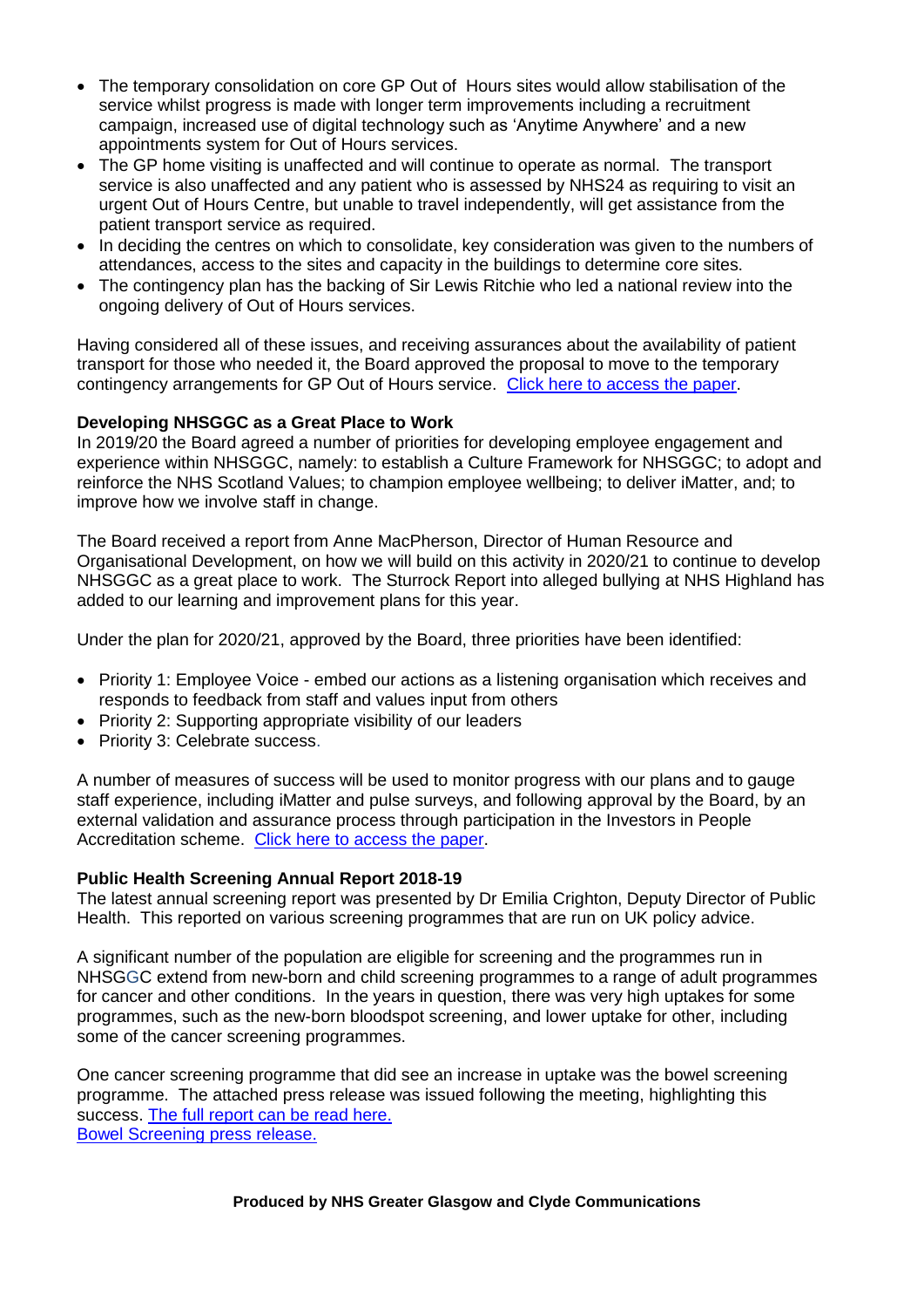- The temporary consolidation on core GP Out of Hours sites would allow stabilisation of the service whilst progress is made with longer term improvements including a recruitment campaign, increased use of digital technology such as 'Anytime Anywhere' and a new appointments system for Out of Hours services.
- The GP home visiting is unaffected and will continue to operate as normal. The transport service is also unaffected and any patient who is assessed by NHS24 as requiring to visit an urgent Out of Hours Centre, but unable to travel independently, will get assistance from the patient transport service as required.
- In deciding the centres on which to consolidate, key consideration was given to the numbers of attendances, access to the sites and capacity in the buildings to determine core sites.
- The contingency plan has the backing of Sir Lewis Ritchie who led a national review into the ongoing delivery of Out of Hours services.

Having considered all of these issues, and receiving assurances about the availability of patient transport for those who needed it, the Board approved the proposal to move to the temporary contingency arrangements for GP Out of Hours service. Click here to access the paper.

**Developing NHSGGC as a Great Place to Work**

In 2019/20 the Board agreed a number of priorities for developing employee engagement and experience within NHSGGC, namely: to establish a Culture Framework for NHSGGC; to adopt and reinforce the NHS Scotland Values; to champion employee wellbeing; to deliver iMatter, and; to improve how we involve staff in change.

The Board received a report from Anne MacPherson, Director of Human Resource and Organisational Development, on how we will build on this activity in 2020/21 to continue to develop NHSGGC as a great place to work. The Sturrock Report into alleged bullying at NHS Highland has added to our learning and improvement plans for this year.

Under the plan for 2020/21, approved by the Board, three priorities have been identified:

- Priority 1: Employee Voice - embed our actions as a listening organisation which receives and responds to feedback from staff and values input from others
- Priority 2: Supporting appropriate visibility of our leaders
- Priority 3: Celebrate success.

A number of measures of success will be used to monitor progress with our plans and to gauge staff experience, including iMatter and pulse surveys, and following approval by the Board, by an external validation and assurance process through participation in the Investors in People Accreditation scheme. Click here to access the paper.

**Public Health Screening Annual Report 2018-19**

The latest annual screening report was presented by Dr Emilia Crighton, Deputy Director of Public Health. This reported on various screening programmes that are run on UK policy advice.

A significant number of the population are eligible for screening and the programmes run in NHSGGC extend from new-born and child screening programmes to a range of adult programmes for cancer and other conditions. In the years in question, there was very high uptakes for some programmes, such as the new-born bloodspot screening, and lower uptake for other, including some of the cancer screening programmes.

One cancer screening programme that did see an increase in uptake was the bowel screening programme. The attached press release was issued following the meeting, highlighting this success. The full report can be read here.
Bowel Screening press release.

**Produced by NHS Greater Glasgow and Clyde Communications**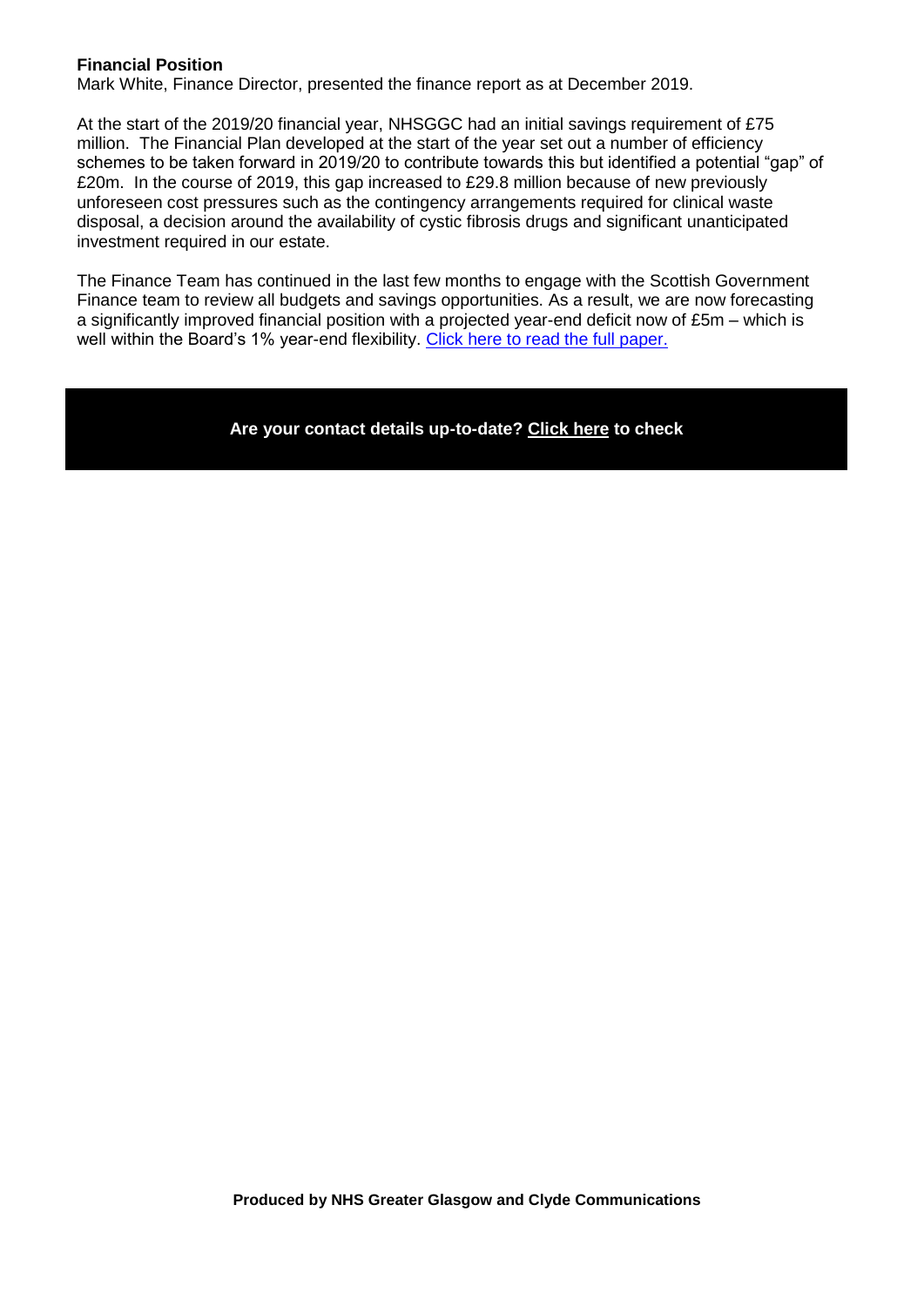**Financial Position**

Mark White, Finance Director, presented the finance report as at December 2019.

At the start of the 2019/20 financial year, NHSGGC had an initial savings requirement of £75 million. The Financial Plan developed at the start of the year set out a number of efficiency schemes to be taken forward in 2019/20 to contribute towards this but identified a potential "gap" of £20m. In the course of 2019, this gap increased to £29.8 million because of new previously unforeseen cost pressures such as the contingency arrangements required for clinical waste disposal, a decision around the availability of cystic fibrosis drugs and significant unanticipated investment required in our estate.

The Finance Team has continued in the last few months to engage with the Scottish Government Finance team to review all budgets and savings opportunities. As a result, we are now forecasting a significantly improved financial position with a projected year-end deficit now of £5m – which is well within the Board's 1% year-end flexibility. Click here to read the full paper.

**Are your contact details up-to-date? Click here to check**

**Produced by NHS Greater Glasgow and Clyde Communications**